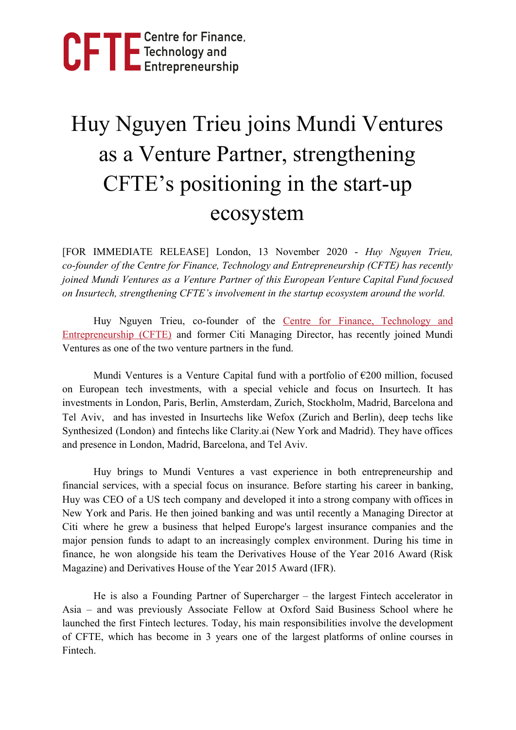CFTE Centre for Finance, Technology and Entrepreneurship

# Huy Nguyen Trieu joins Mundi Ventures as a Venture Partner, strengthening CFTE's positioning in the start-up ecosystem

[FOR IMMEDIATE RELEASE] London, 13 November 2020 - *Huy Nguyen Trieu, co-founder of the Centre for Finance, Technology and Entrepreneurship (CFTE) has recently joined Mundi Ventures as a Venture Partner of this European Venture Capital Fund focused on Insurtech, strengthening CFTE's involvement in the startup ecosystem around the world.*

Huy Nguyen Trieu, co-founder of the Centre for Finance, Technology and Entrepreneurship (CFTE) and former Citi Managing Director, has recently joined Mundi Ventures as one of the two venture partners in the fund.

Mundi Ventures is a Venture Capital fund with a portfolio of €200 million, focused on European tech investments, with a special vehicle and focus on Insurtech. It has investments in London, Paris, Berlin, Amsterdam, Zurich, Stockholm, Madrid, Barcelona and Tel Aviv, and has invested in Insurtechs like Wefox (Zurich and Berlin), deep techs like Synthesized (London) and fintechs like Clarity.ai (New York and Madrid). They have offices and presence in London, Madrid, Barcelona, and Tel Aviv.

Huy brings to Mundi Ventures a vast experience in both entrepreneurship and financial services, with a special focus on insurance. Before starting his career in banking, Huy was CEO of a US tech company and developed it into a strong company with offices in New York and Paris. He then joined banking and was until recently a Managing Director at Citi where he grew a business that helped Europe's largest insurance companies and the major pension funds to adapt to an increasingly complex environment. During his time in finance, he won alongside his team the Derivatives House of the Year 2016 Award (Risk Magazine) and Derivatives House of the Year 2015 Award (IFR).

He is also a Founding Partner of Supercharger – the largest Fintech accelerator in Asia – and was previously Associate Fellow at Oxford Said Business School where he launched the first Fintech lectures. Today, his main responsibilities involve the development of CFTE, which has become in 3 years one of the largest platforms of online courses in Fintech.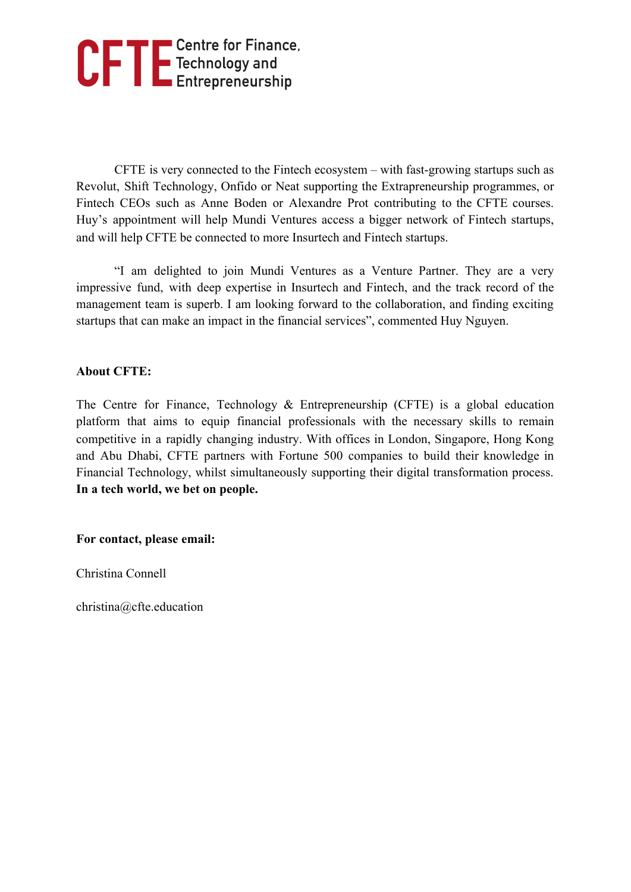CFTE is very connected to the Fintech ecosystem – with fast-growing startups such as Revolut, Shift Technology, Onfido or Neat supporting the Extrapreneurship programmes, or Fintech CEOs such as Anne Boden or Alexandre Prot contributing to the CFTE courses. Huy's appointment will help Mundi Ventures access a bigger network of Fintech startups, and will help CFTE be connected to more Insurtech and Fintech startups.

"I am delighted to join Mundi Ventures as a Venture Partner. They are a very impressive fund, with deep expertise in Insurtech and Fintech, and the track record of the management team is superb. I am looking forward to the collaboration, and finding exciting startups that can make an impact in the financial services", commented Huy Nguyen.

**About CFTE:**

The Centre for Finance, Technology & Entrepreneurship (CFTE) is a global education platform that aims to equip financial professionals with the necessary skills to remain competitive in a rapidly changing industry. With offices in London, Singapore, Hong Kong and Abu Dhabi, CFTE partners with Fortune 500 companies to build their knowledge in Financial Technology, whilst simultaneously supporting their digital transformation process. **In a tech world, we bet on people.**

**For contact, please email:**

Christina Connell

christina@cfte.education